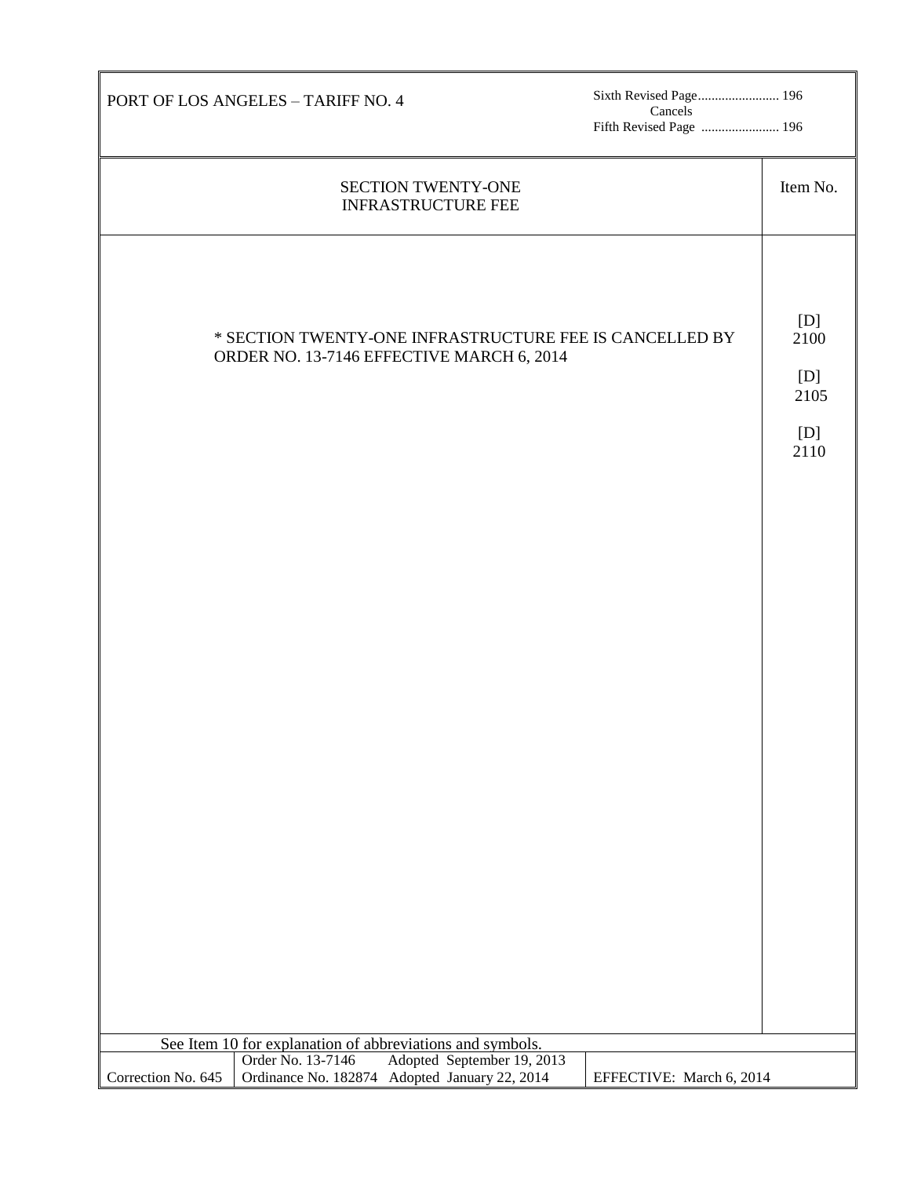PORT OF LOS ANGELES – TARIFF NO. 4

Sixth Revised Page........................ 196
Cancels
Fifth Revised Page ....................... 196

## SECTION TWENTY-ONE
## INFRASTRUCTURE FEE

| | Item No. |
|---|---|
| * SECTION TWENTY-ONE INFRASTRUCTURE FEE IS CANCELLED BY ORDER NO. 13-7146 EFFECTIVE MARCH 6, 2014 | [D] 2100<br><br>[D] 2105<br><br>[D] 2110 |

See Item 10 for explanation of abbreviations and symbols.

| Correction No. 645 | Order No. 13-7146 Adopted September 19, 2013<br>Ordinance No. 182874 Adopted January 22, 2014 | EFFECTIVE: March 6, 2014 |
|---|---|---|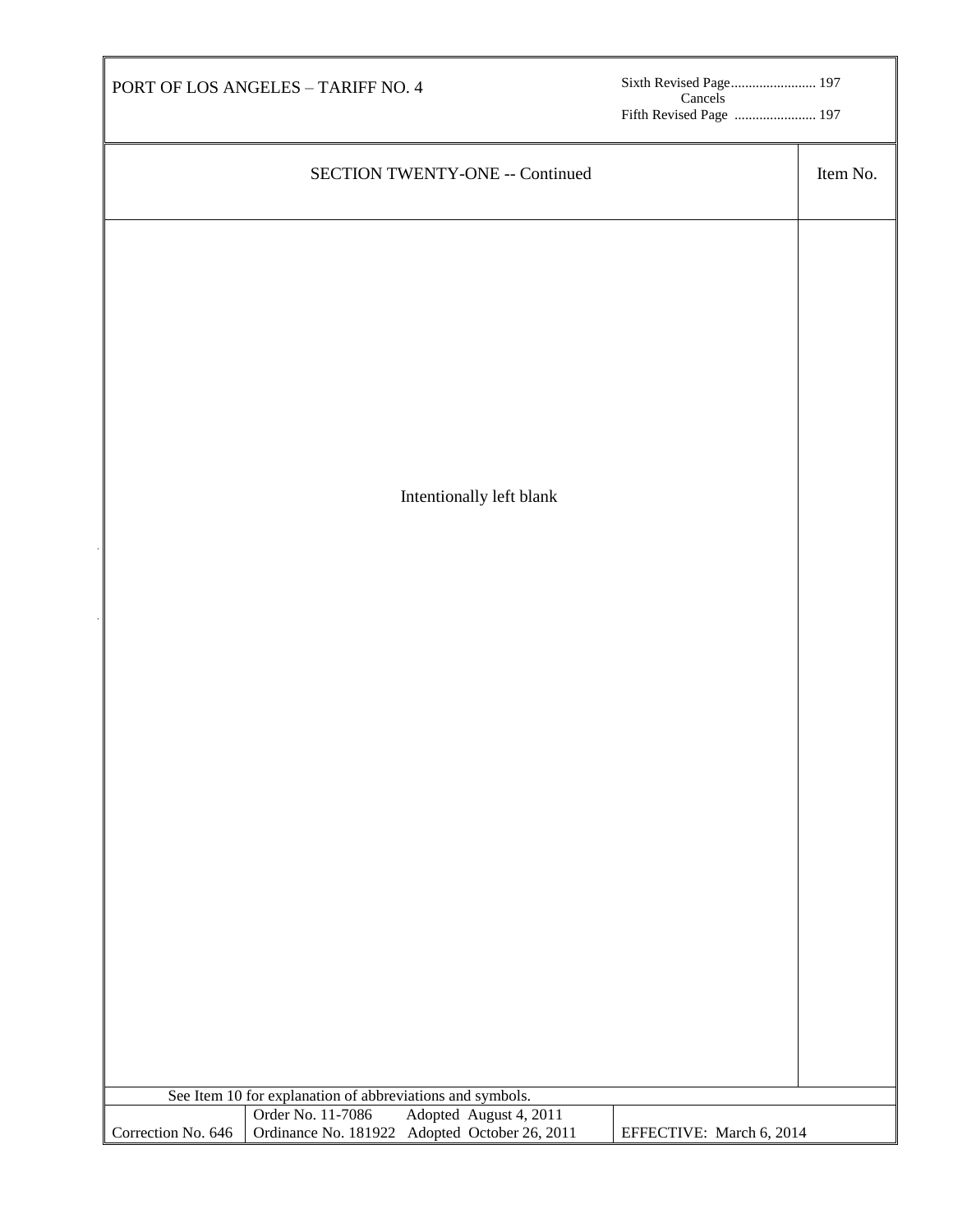SECTION TWENTY-ONE -- Continued

| | Item No. |
|---|---|
| Intentionally left blank | |

See Item 10 for explanation of abbreviations and symbols.

| Correction No. 646 | Order No. 11-7086 Adopted August 4, 2011<br>Ordinance No. 181922 Adopted October 26, 2011 | EFFECTIVE: March 6, 2014 |
|---|---|---|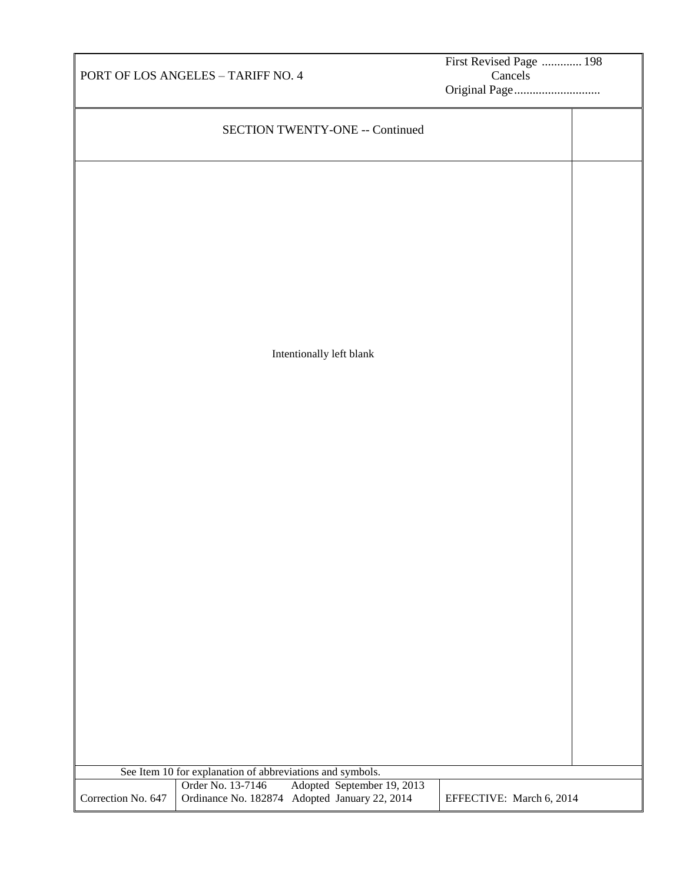SECTION TWENTY-ONE -- Continued

Intentionally left blank

See Item 10 for explanation of abbreviations and symbols.

| | | |
|---|---|---|
| Correction No. 647 | Order No. 13-7146 Adopted September 19, 2013<br>Ordinance No. 182874 Adopted January 22, 2014 | EFFECTIVE: March 6, 2014 |